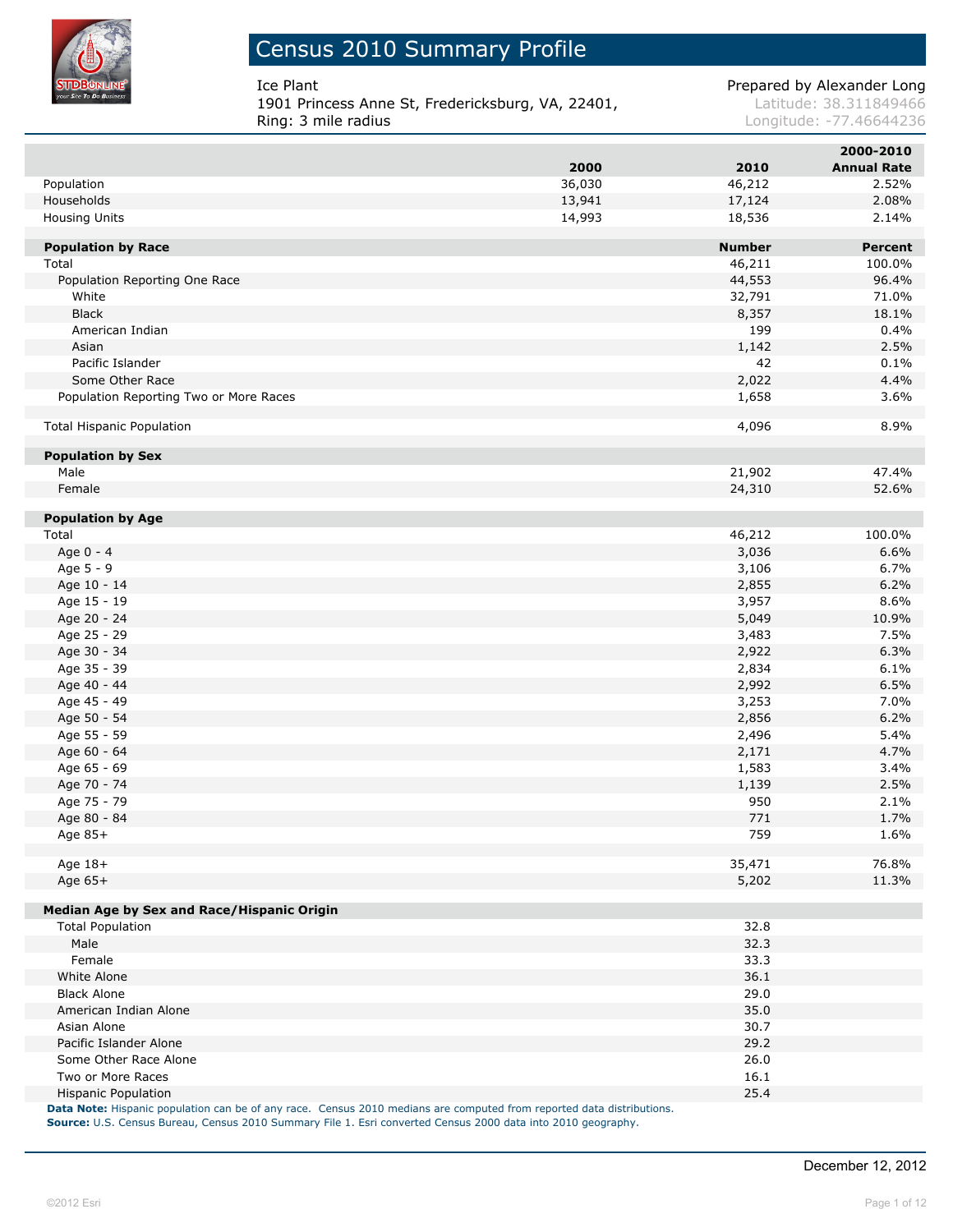# Census 2010 Summary Profile

Ice Plant
1901 Princess Anne St, Fredericksburg, VA, 22401,
Ring: 3 mile radius

Prepared by Alexander Long
Latitude: 38.311849466
Longitude: -77.46644236

| | 2000 | 2010 | 2000-2010 Annual Rate |
|---|---|---|---|
| Population | 36,030 | 46,212 | 2.52% |
| Households | 13,941 | 17,124 | 2.08% |
| Housing Units | 14,993 | 18,536 | 2.14% |

| **Population by Race** | **Number** | **Percent** |
|---|---|---|
| Total | 46,211 | 100.0% |
| Population Reporting One Race | 44,553 | 96.4% |
| White | 32,791 | 71.0% |
| Black | 8,357 | 18.1% |
| American Indian | 199 | 0.4% |
| Asian | 1,142 | 2.5% |
| Pacific Islander | 42 | 0.1% |
| Some Other Race | 2,022 | 4.4% |
| Population Reporting Two or More Races | 1,658 | 3.6% |
| | | |
| Total Hispanic Population | 4,096 | 8.9% |
| | | |
| **Population by Sex** | | |
| Male | 21,902 | 47.4% |
| Female | 24,310 | 52.6% |
| | | |
| **Population by Age** | | |
| Total | 46,212 | 100.0% |
| Age 0 - 4 | 3,036 | 6.6% |
| Age 5 - 9 | 3,106 | 6.7% |
| Age 10 - 14 | 2,855 | 6.2% |
| Age 15 - 19 | 3,957 | 8.6% |
| Age 20 - 24 | 5,049 | 10.9% |
| Age 25 - 29 | 3,483 | 7.5% |
| Age 30 - 34 | 2,922 | 6.3% |
| Age 35 - 39 | 2,834 | 6.1% |
| Age 40 - 44 | 2,992 | 6.5% |
| Age 45 - 49 | 3,253 | 7.0% |
| Age 50 - 54 | 2,856 | 6.2% |
| Age 55 - 59 | 2,496 | 5.4% |
| Age 60 - 64 | 2,171 | 4.7% |
| Age 65 - 69 | 1,583 | 3.4% |
| Age 70 - 74 | 1,139 | 2.5% |
| Age 75 - 79 | 950 | 2.1% |
| Age 80 - 84 | 771 | 1.7% |
| Age 85+ | 759 | 1.6% |
| | | |
| Age 18+ | 35,471 | 76.8% |
| Age 65+ | 5,202 | 11.3% |
| | | |
| **Median Age by Sex and Race/Hispanic Origin** | | |
| Total Population | 32.8 | |
| Male | 32.3 | |
| Female | 33.3 | |
| White Alone | 36.1 | |
| Black Alone | 29.0 | |
| American Indian Alone | 35.0 | |
| Asian Alone | 30.7 | |
| Pacific Islander Alone | 29.2 | |
| Some Other Race Alone | 26.0 | |
| Two or More Races | 16.1 | |
| Hispanic Population | 25.4 | |

**Data Note:** Hispanic population can be of any race. Census 2010 medians are computed from reported data distributions.
**Source:** U.S. Census Bureau, Census 2010 Summary File 1. Esri converted Census 2000 data into 2010 geography.

December 12, 2012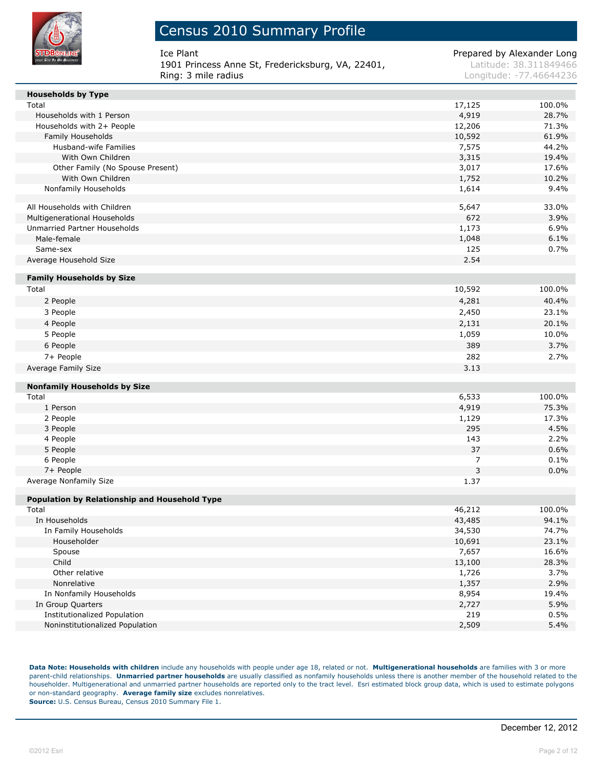# Census 2010 Summary Profile

Ice Plant
1901 Princess Anne St, Fredericksburg, VA, 22401,
Ring: 3 mile radius

Prepared by Alexander Long
Latitude: 38.311849466
Longitude: -77.46644236

| Households by Type | | |
|---|---|---|
| Total | 17,125 | 100.0% |
| Households with 1 Person | 4,919 | 28.7% |
| Households with 2+ People | 12,206 | 71.3% |
| Family Households | 10,592 | 61.9% |
| Husband-wife Families | 7,575 | 44.2% |
| With Own Children | 3,315 | 19.4% |
| Other Family (No Spouse Present) | 3,017 | 17.6% |
| With Own Children | 1,752 | 10.2% |
| Nonfamily Households | 1,614 | 9.4% |
| | | |
| All Households with Children | 5,647 | 33.0% |
| Multigenerational Households | 672 | 3.9% |
| Unmarried Partner Households | 1,173 | 6.9% |
| Male-female | 1,048 | 6.1% |
| Same-sex | 125 | 0.7% |
| Average Household Size | 2.54 | |

| Family Households by Size | | |
|---|---|---|
| Total | 10,592 | 100.0% |
| 2 People | 4,281 | 40.4% |
| 3 People | 2,450 | 23.1% |
| 4 People | 2,131 | 20.1% |
| 5 People | 1,059 | 10.0% |
| 6 People | 389 | 3.7% |
| 7+ People | 282 | 2.7% |
| Average Family Size | 3.13 | |

| Nonfamily Households by Size | | |
|---|---|---|
| Total | 6,533 | 100.0% |
| 1 Person | 4,919 | 75.3% |
| 2 People | 1,129 | 17.3% |
| 3 People | 295 | 4.5% |
| 4 People | 143 | 2.2% |
| 5 People | 37 | 0.6% |
| 6 People | 7 | 0.1% |
| 7+ People | 3 | 0.0% |
| Average Nonfamily Size | 1.37 | |

| Population by Relationship and Household Type | | |
|---|---|---|
| Total | 46,212 | 100.0% |
| In Households | 43,485 | 94.1% |
| In Family Households | 34,530 | 74.7% |
| Householder | 10,691 | 23.1% |
| Spouse | 7,657 | 16.6% |
| Child | 13,100 | 28.3% |
| Other relative | 1,726 | 3.7% |
| Nonrelative | 1,357 | 2.9% |
| In Nonfamily Households | 8,954 | 19.4% |
| In Group Quarters | 2,727 | 5.9% |
| Institutionalized Population | 219 | 0.5% |
| Noninstitutionalized Population | 2,509 | 5.4% |

**Data Note: Households with children** include any households with people under age 18, related or not. **Multigenerational households** are families with 3 or more parent-child relationships. **Unmarried partner households** are usually classified as nonfamily households unless there is another member of the household related to the householder. Multigenerational and unmarried partner households are reported only to the tract level. Esri estimated block group data, which is used to estimate polygons or non-standard geography. **Average family size** excludes nonrelatives.
**Source:** U.S. Census Bureau, Census 2010 Summary File 1.

December 12, 2012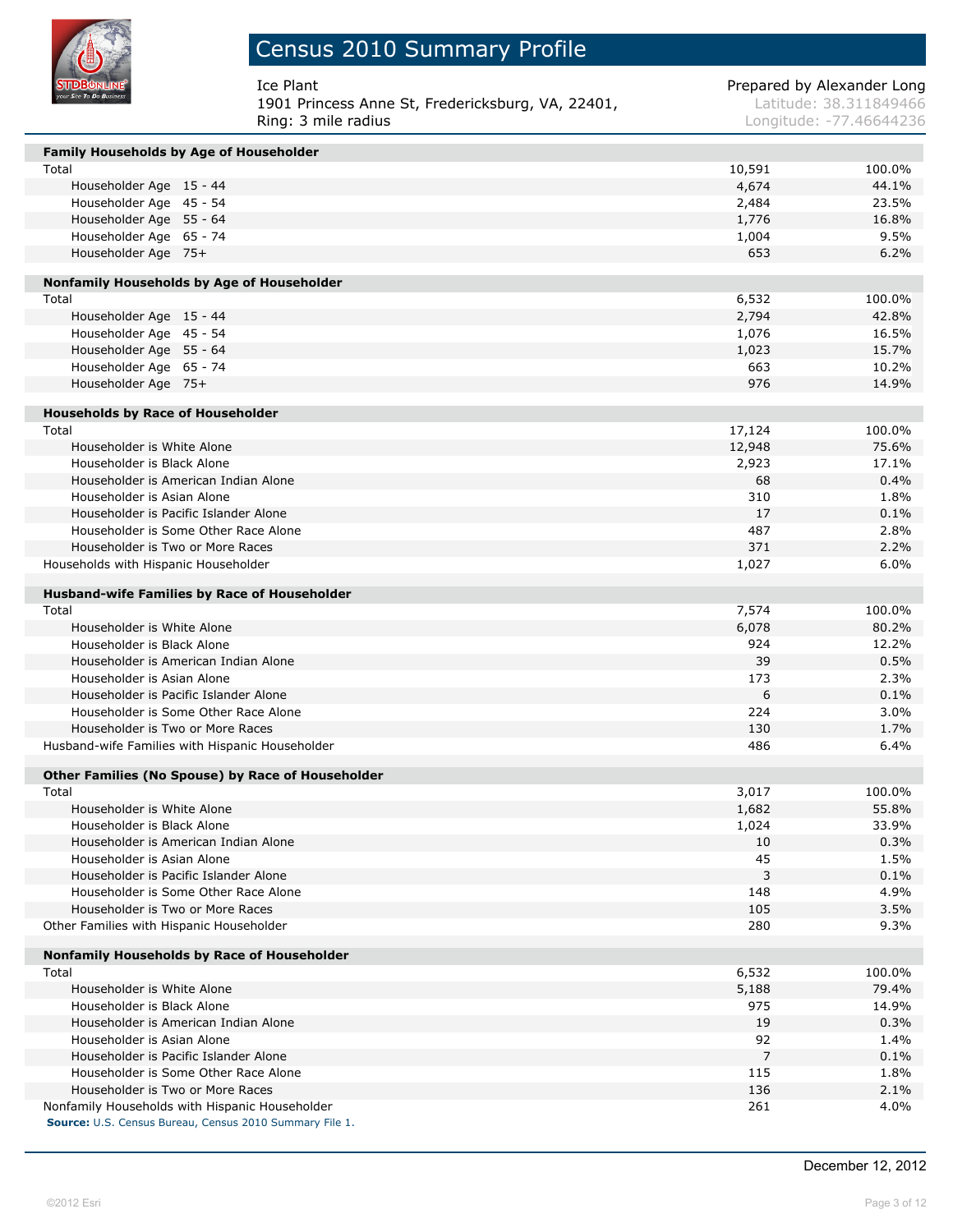# Census 2010 Summary Profile

Ice Plant
1901 Princess Anne St, Fredericksburg, VA, 22401,
Ring: 3 mile radius

Prepared by Alexander Long
Latitude: 38.311849466
Longitude: -77.46644236

| Family Households by Age of Householder | | |
|---|---|---|
| Total | 10,591 | 100.0% |
| Householder Age 15 - 44 | 4,674 | 44.1% |
| Householder Age 45 - 54 | 2,484 | 23.5% |
| Householder Age 55 - 64 | 1,776 | 16.8% |
| Householder Age 65 - 74 | 1,004 | 9.5% |
| Householder Age 75+ | 653 | 6.2% |

| Nonfamily Households by Age of Householder | | |
|---|---|---|
| Total | 6,532 | 100.0% |
| Householder Age 15 - 44 | 2,794 | 42.8% |
| Householder Age 45 - 54 | 1,076 | 16.5% |
| Householder Age 55 - 64 | 1,023 | 15.7% |
| Householder Age 65 - 74 | 663 | 10.2% |
| Householder Age 75+ | 976 | 14.9% |

| Households by Race of Householder | | |
|---|---|---|
| Total | 17,124 | 100.0% |
| Householder is White Alone | 12,948 | 75.6% |
| Householder is Black Alone | 2,923 | 17.1% |
| Householder is American Indian Alone | 68 | 0.4% |
| Householder is Asian Alone | 310 | 1.8% |
| Householder is Pacific Islander Alone | 17 | 0.1% |
| Householder is Some Other Race Alone | 487 | 2.8% |
| Householder is Two or More Races | 371 | 2.2% |
| Households with Hispanic Householder | 1,027 | 6.0% |

| Husband-wife Families by Race of Householder | | |
|---|---|---|
| Total | 7,574 | 100.0% |
| Householder is White Alone | 6,078 | 80.2% |
| Householder is Black Alone | 924 | 12.2% |
| Householder is American Indian Alone | 39 | 0.5% |
| Householder is Asian Alone | 173 | 2.3% |
| Householder is Pacific Islander Alone | 6 | 0.1% |
| Householder is Some Other Race Alone | 224 | 3.0% |
| Householder is Two or More Races | 130 | 1.7% |
| Husband-wife Families with Hispanic Householder | 486 | 6.4% |

| Other Families (No Spouse) by Race of Householder | | |
|---|---|---|
| Total | 3,017 | 100.0% |
| Householder is White Alone | 1,682 | 55.8% |
| Householder is Black Alone | 1,024 | 33.9% |
| Householder is American Indian Alone | 10 | 0.3% |
| Householder is Asian Alone | 45 | 1.5% |
| Householder is Pacific Islander Alone | 3 | 0.1% |
| Householder is Some Other Race Alone | 148 | 4.9% |
| Householder is Two or More Races | 105 | 3.5% |
| Other Families with Hispanic Householder | 280 | 9.3% |

| Nonfamily Households by Race of Householder | | |
|---|---|---|
| Total | 6,532 | 100.0% |
| Householder is White Alone | 5,188 | 79.4% |
| Householder is Black Alone | 975 | 14.9% |
| Householder is American Indian Alone | 19 | 0.3% |
| Householder is Asian Alone | 92 | 1.4% |
| Householder is Pacific Islander Alone | 7 | 0.1% |
| Householder is Some Other Race Alone | 115 | 1.8% |
| Householder is Two or More Races | 136 | 2.1% |
| Nonfamily Households with Hispanic Householder | 261 | 4.0% |

**Source:** U.S. Census Bureau, Census 2010 Summary File 1.

December 12, 2012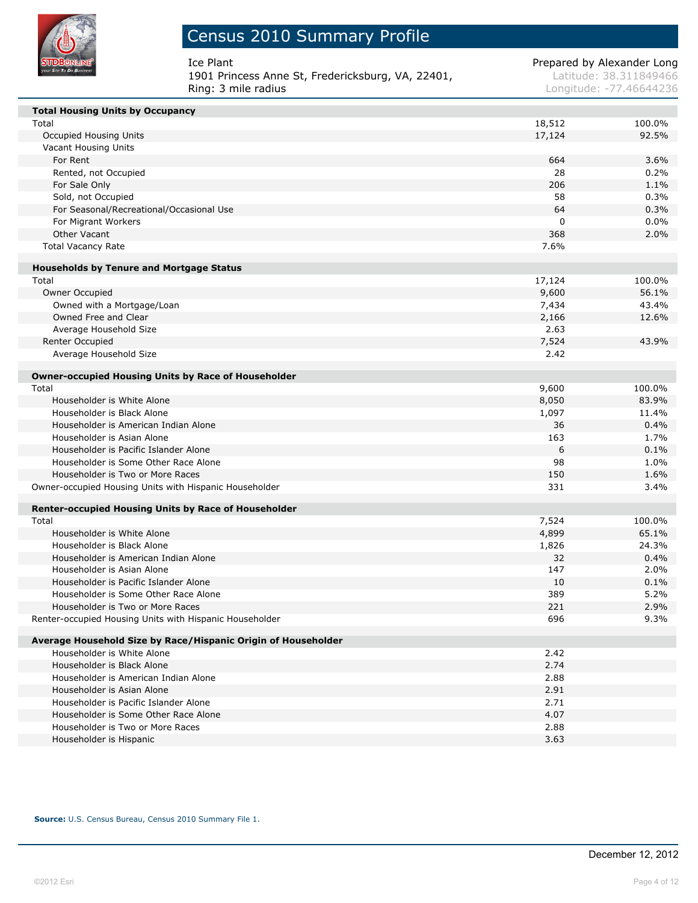# Census 2010 Summary Profile

Ice Plant
1901 Princess Anne St, Fredericksburg, VA, 22401,
Ring: 3 mile radius

Prepared by Alexander Long
Latitude: 38.311849466
Longitude: -77.46644236

| **Total Housing Units by Occupancy** | | |
|---|---|---|
| Total | 18,512 | 100.0% |
| Occupied Housing Units | 17,124 | 92.5% |
| Vacant Housing Units | | |
| For Rent | 664 | 3.6% |
| Rented, not Occupied | 28 | 0.2% |
| For Sale Only | 206 | 1.1% |
| Sold, not Occupied | 58 | 0.3% |
| For Seasonal/Recreational/Occasional Use | 64 | 0.3% |
| For Migrant Workers | 0 | 0.0% |
| Other Vacant | 368 | 2.0% |
| Total Vacancy Rate | 7.6% | |

| **Households by Tenure and Mortgage Status** | | |
|---|---|---|
| Total | 17,124 | 100.0% |
| Owner Occupied | 9,600 | 56.1% |
| Owned with a Mortgage/Loan | 7,434 | 43.4% |
| Owned Free and Clear | 2,166 | 12.6% |
| Average Household Size | 2.63 | |
| Renter Occupied | 7,524 | 43.9% |
| Average Household Size | 2.42 | |

| **Owner-occupied Housing Units by Race of Householder** | | |
|---|---|---|
| Total | 9,600 | 100.0% |
| Householder is White Alone | 8,050 | 83.9% |
| Householder is Black Alone | 1,097 | 11.4% |
| Householder is American Indian Alone | 36 | 0.4% |
| Householder is Asian Alone | 163 | 1.7% |
| Householder is Pacific Islander Alone | 6 | 0.1% |
| Householder is Some Other Race Alone | 98 | 1.0% |
| Householder is Two or More Races | 150 | 1.6% |
| Owner-occupied Housing Units with Hispanic Householder | 331 | 3.4% |

| **Renter-occupied Housing Units by Race of Householder** | | |
|---|---|---|
| Total | 7,524 | 100.0% |
| Householder is White Alone | 4,899 | 65.1% |
| Householder is Black Alone | 1,826 | 24.3% |
| Householder is American Indian Alone | 32 | 0.4% |
| Householder is Asian Alone | 147 | 2.0% |
| Householder is Pacific Islander Alone | 10 | 0.1% |
| Householder is Some Other Race Alone | 389 | 5.2% |
| Householder is Two or More Races | 221 | 2.9% |
| Renter-occupied Housing Units with Hispanic Householder | 696 | 9.3% |

| **Average Household Size by Race/Hispanic Origin of Householder** | |
|---|---|
| Householder is White Alone | 2.42 |
| Householder is Black Alone | 2.74 |
| Householder is American Indian Alone | 2.88 |
| Householder is Asian Alone | 2.91 |
| Householder is Pacific Islander Alone | 2.71 |
| Householder is Some Other Race Alone | 4.07 |
| Householder is Two or More Races | 2.88 |
| Householder is Hispanic | 3.63 |

**Source:** U.S. Census Bureau, Census 2010 Summary File 1.

December 12, 2012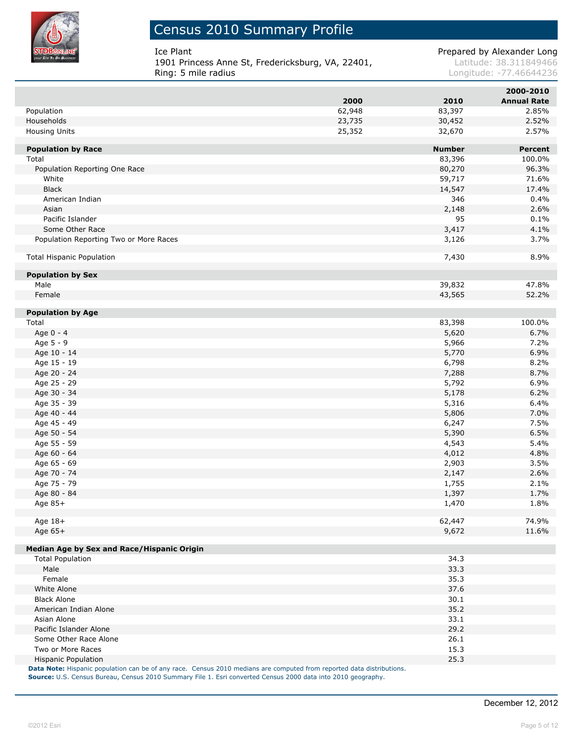# Census 2010 Summary Profile

Ice Plant
1901 Princess Anne St, Fredericksburg, VA, 22401,
Ring: 5 mile radius

Prepared by Alexander Long
Latitude: 38.311849466
Longitude: -77.46644236

| | 2000 | 2010 | 2000-2010 Annual Rate |
|---|---|---|---|
| Population | 62,948 | 83,397 | 2.85% |
| Households | 23,735 | 30,452 | 2.52% |
| Housing Units | 25,352 | 32,670 | 2.57% |

| **Population by Race** | **Number** | **Percent** |
|---|---|---|
| Total | 83,396 | 100.0% |
| Population Reporting One Race | 80,270 | 96.3% |
| White | 59,717 | 71.6% |
| Black | 14,547 | 17.4% |
| American Indian | 346 | 0.4% |
| Asian | 2,148 | 2.6% |
| Pacific Islander | 95 | 0.1% |
| Some Other Race | 3,417 | 4.1% |
| Population Reporting Two or More Races | 3,126 | 3.7% |
| | | |
| Total Hispanic Population | 7,430 | 8.9% |

| **Population by Sex** | | |
|---|---|---|
| Male | 39,832 | 47.8% |
| Female | 43,565 | 52.2% |

| **Population by Age** | | |
|---|---|---|
| Total | 83,398 | 100.0% |
| Age 0 - 4 | 5,620 | 6.7% |
| Age 5 - 9 | 5,966 | 7.2% |
| Age 10 - 14 | 5,770 | 6.9% |
| Age 15 - 19 | 6,798 | 8.2% |
| Age 20 - 24 | 7,288 | 8.7% |
| Age 25 - 29 | 5,792 | 6.9% |
| Age 30 - 34 | 5,178 | 6.2% |
| Age 35 - 39 | 5,316 | 6.4% |
| Age 40 - 44 | 5,806 | 7.0% |
| Age 45 - 49 | 6,247 | 7.5% |
| Age 50 - 54 | 5,390 | 6.5% |
| Age 55 - 59 | 4,543 | 5.4% |
| Age 60 - 64 | 4,012 | 4.8% |
| Age 65 - 69 | 2,903 | 3.5% |
| Age 70 - 74 | 2,147 | 2.6% |
| Age 75 - 79 | 1,755 | 2.1% |
| Age 80 - 84 | 1,397 | 1.7% |
| Age 85+ | 1,470 | 1.8% |
| | | |
| Age 18+ | 62,447 | 74.9% |
| Age 65+ | 9,672 | 11.6% |

| **Median Age by Sex and Race/Hispanic Origin** | |
|---|---|
| Total Population | 34.3 |
| Male | 33.3 |
| Female | 35.3 |
| White Alone | 37.6 |
| Black Alone | 30.1 |
| American Indian Alone | 35.2 |
| Asian Alone | 33.1 |
| Pacific Islander Alone | 29.2 |
| Some Other Race Alone | 26.1 |
| Two or More Races | 15.3 |
| Hispanic Population | 25.3 |

**Data Note:** Hispanic population can be of any race. Census 2010 medians are computed from reported data distributions.
**Source:** U.S. Census Bureau, Census 2010 Summary File 1. Esri converted Census 2000 data into 2010 geography.

December 12, 2012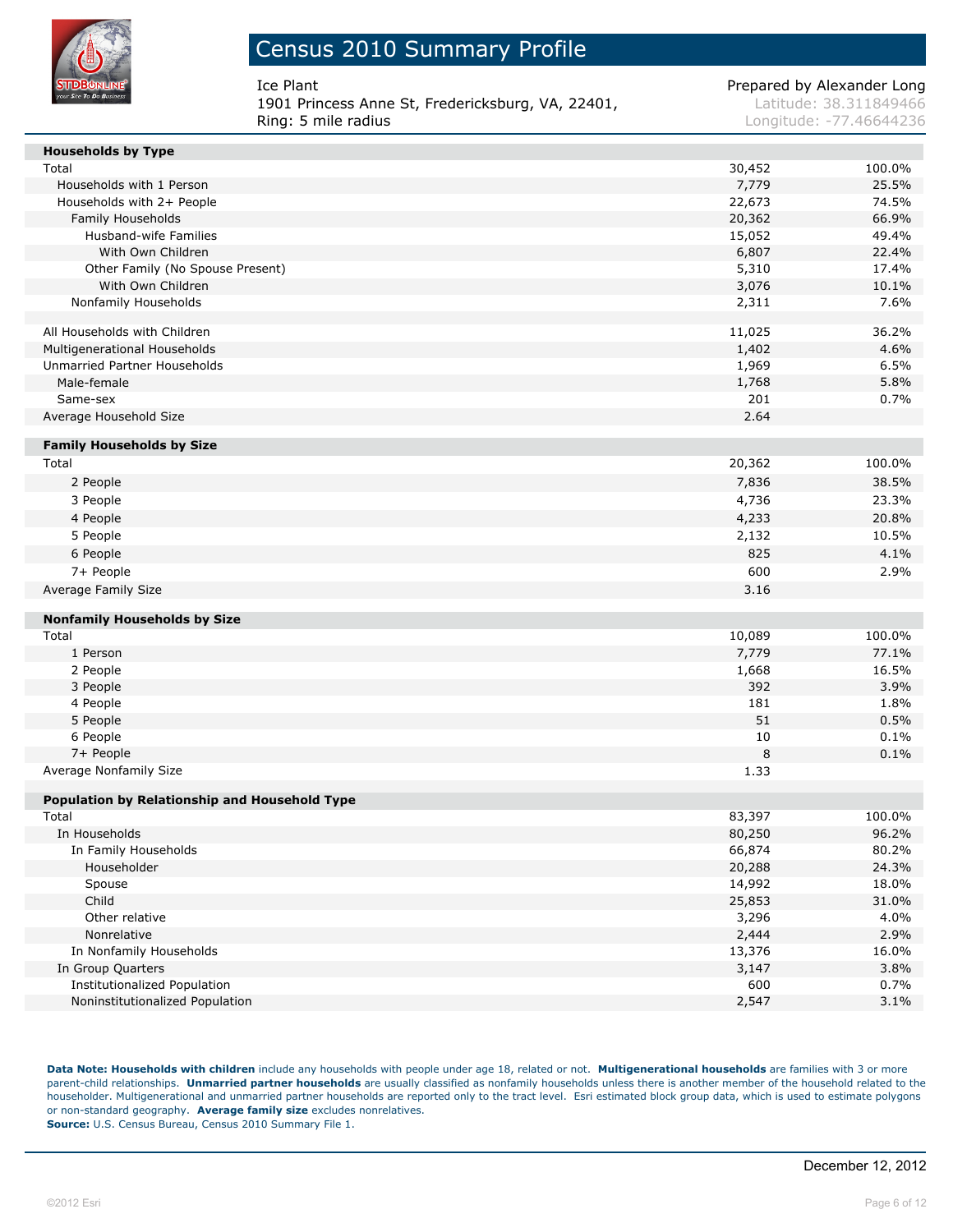# Census 2010 Summary Profile

Ice Plant
1901 Princess Anne St, Fredericksburg, VA, 22401,
Ring: 5 mile radius

Prepared by Alexander Long
Latitude: 38.311849466
Longitude: -77.46644236

| Households by Type | | |
|---|---|---|
| Total | 30,452 | 100.0% |
| Households with 1 Person | 7,779 | 25.5% |
| Households with 2+ People | 22,673 | 74.5% |
| Family Households | 20,362 | 66.9% |
| Husband-wife Families | 15,052 | 49.4% |
| With Own Children | 6,807 | 22.4% |
| Other Family (No Spouse Present) | 5,310 | 17.4% |
| With Own Children | 3,076 | 10.1% |
| Nonfamily Households | 2,311 | 7.6% |
| | | |
| All Households with Children | 11,025 | 36.2% |
| Multigenerational Households | 1,402 | 4.6% |
| Unmarried Partner Households | 1,969 | 6.5% |
| Male-female | 1,768 | 5.8% |
| Same-sex | 201 | 0.7% |
| Average Household Size | 2.64 | |

| Family Households by Size | | |
|---|---|---|
| Total | 20,362 | 100.0% |
| 2 People | 7,836 | 38.5% |
| 3 People | 4,736 | 23.3% |
| 4 People | 4,233 | 20.8% |
| 5 People | 2,132 | 10.5% |
| 6 People | 825 | 4.1% |
| 7+ People | 600 | 2.9% |
| Average Family Size | 3.16 | |

| Nonfamily Households by Size | | |
|---|---|---|
| Total | 10,089 | 100.0% |
| 1 Person | 7,779 | 77.1% |
| 2 People | 1,668 | 16.5% |
| 3 People | 392 | 3.9% |
| 4 People | 181 | 1.8% |
| 5 People | 51 | 0.5% |
| 6 People | 10 | 0.1% |
| 7+ People | 8 | 0.1% |
| Average Nonfamily Size | 1.33 | |

| Population by Relationship and Household Type | | |
|---|---|---|
| Total | 83,397 | 100.0% |
| In Households | 80,250 | 96.2% |
| In Family Households | 66,874 | 80.2% |
| Householder | 20,288 | 24.3% |
| Spouse | 14,992 | 18.0% |
| Child | 25,853 | 31.0% |
| Other relative | 3,296 | 4.0% |
| Nonrelative | 2,444 | 2.9% |
| In Nonfamily Households | 13,376 | 16.0% |
| In Group Quarters | 3,147 | 3.8% |
| Institutionalized Population | 600 | 0.7% |
| Noninstitutionalized Population | 2,547 | 3.1% |

**Data Note: Households with children** include any households with people under age 18, related or not. **Multigenerational households** are families with 3 or more parent-child relationships. **Unmarried partner households** are usually classified as nonfamily households unless there is another member of the household related to the householder. Multigenerational and unmarried partner households are reported only to the tract level. Esri estimated block group data, which is used to estimate polygons or non-standard geography. **Average family size** excludes nonrelatives.
**Source:** U.S. Census Bureau, Census 2010 Summary File 1.

December 12, 2012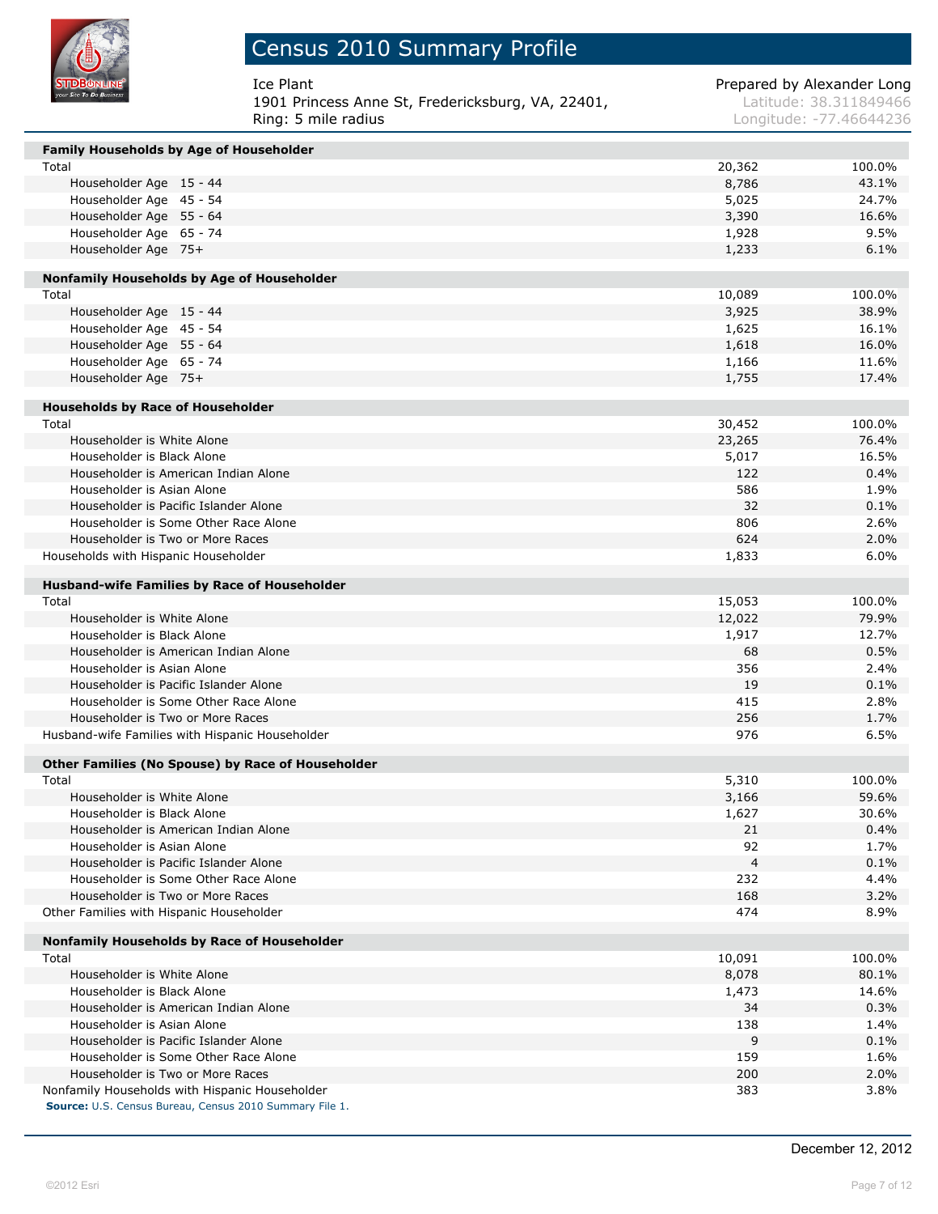# Census 2010 Summary Profile

Ice Plant
1901 Princess Anne St, Fredericksburg, VA, 22401,
Ring: 5 mile radius

Prepared by Alexander Long
Latitude: 38.311849466
Longitude: -77.46644236

| **Family Households by Age of Householder** | | |
|---|---|---|
| Total | 20,362 | 100.0% |
| Householder Age 15 - 44 | 8,786 | 43.1% |
| Householder Age 45 - 54 | 5,025 | 24.7% |
| Householder Age 55 - 64 | 3,390 | 16.6% |
| Householder Age 65 - 74 | 1,928 | 9.5% |
| Householder Age 75+ | 1,233 | 6.1% |

| **Nonfamily Households by Age of Householder** | | |
|---|---|---|
| Total | 10,089 | 100.0% |
| Householder Age 15 - 44 | 3,925 | 38.9% |
| Householder Age 45 - 54 | 1,625 | 16.1% |
| Householder Age 55 - 64 | 1,618 | 16.0% |
| Householder Age 65 - 74 | 1,166 | 11.6% |
| Householder Age 75+ | 1,755 | 17.4% |

| **Households by Race of Householder** | | |
|---|---|---|
| Total | 30,452 | 100.0% |
| Householder is White Alone | 23,265 | 76.4% |
| Householder is Black Alone | 5,017 | 16.5% |
| Householder is American Indian Alone | 122 | 0.4% |
| Householder is Asian Alone | 586 | 1.9% |
| Householder is Pacific Islander Alone | 32 | 0.1% |
| Householder is Some Other Race Alone | 806 | 2.6% |
| Householder is Two or More Races | 624 | 2.0% |
| Households with Hispanic Householder | 1,833 | 6.0% |

| **Husband-wife Families by Race of Householder** | | |
|---|---|---|
| Total | 15,053 | 100.0% |
| Householder is White Alone | 12,022 | 79.9% |
| Householder is Black Alone | 1,917 | 12.7% |
| Householder is American Indian Alone | 68 | 0.5% |
| Householder is Asian Alone | 356 | 2.4% |
| Householder is Pacific Islander Alone | 19 | 0.1% |
| Householder is Some Other Race Alone | 415 | 2.8% |
| Householder is Two or More Races | 256 | 1.7% |
| Husband-wife Families with Hispanic Householder | 976 | 6.5% |

| **Other Families (No Spouse) by Race of Householder** | | |
|---|---|---|
| Total | 5,310 | 100.0% |
| Householder is White Alone | 3,166 | 59.6% |
| Householder is Black Alone | 1,627 | 30.6% |
| Householder is American Indian Alone | 21 | 0.4% |
| Householder is Asian Alone | 92 | 1.7% |
| Householder is Pacific Islander Alone | 4 | 0.1% |
| Householder is Some Other Race Alone | 232 | 4.4% |
| Householder is Two or More Races | 168 | 3.2% |
| Other Families with Hispanic Householder | 474 | 8.9% |

| **Nonfamily Households by Race of Householder** | | |
|---|---|---|
| Total | 10,091 | 100.0% |
| Householder is White Alone | 8,078 | 80.1% |
| Householder is Black Alone | 1,473 | 14.6% |
| Householder is American Indian Alone | 34 | 0.3% |
| Householder is Asian Alone | 138 | 1.4% |
| Householder is Pacific Islander Alone | 9 | 0.1% |
| Householder is Some Other Race Alone | 159 | 1.6% |
| Householder is Two or More Races | 200 | 2.0% |
| Nonfamily Households with Hispanic Householder | 383 | 3.8% |

**Source:** U.S. Census Bureau, Census 2010 Summary File 1.

December 12, 2012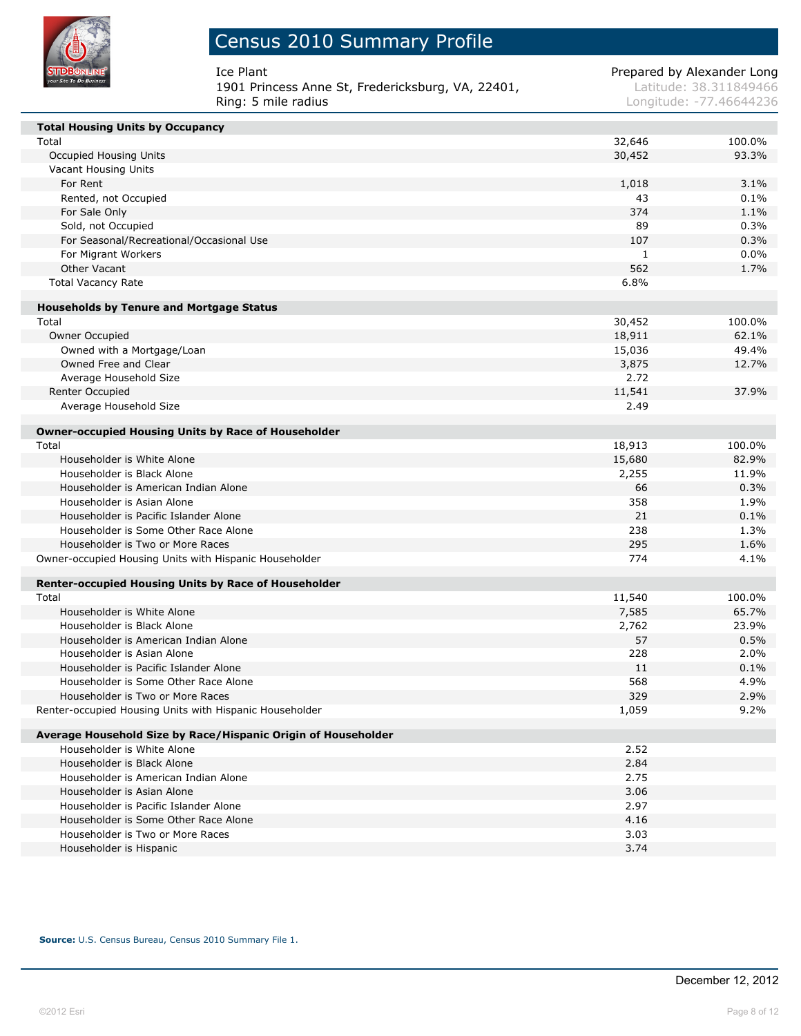# Census 2010 Summary Profile

Ice Plant
1901 Princess Anne St, Fredericksburg, VA, 22401,
Ring: 5 mile radius

Prepared by Alexander Long
Latitude: 38.311849466
Longitude: -77.46644236

| Total Housing Units by Occupancy | | |
|---|---|---|
| Total | 32,646 | 100.0% |
| Occupied Housing Units | 30,452 | 93.3% |
| Vacant Housing Units | | |
| For Rent | 1,018 | 3.1% |
| Rented, not Occupied | 43 | 0.1% |
| For Sale Only | 374 | 1.1% |
| Sold, not Occupied | 89 | 0.3% |
| For Seasonal/Recreational/Occasional Use | 107 | 0.3% |
| For Migrant Workers | 1 | 0.0% |
| Other Vacant | 562 | 1.7% |
| Total Vacancy Rate | 6.8% | |

| Households by Tenure and Mortgage Status | | |
|---|---|---|
| Total | 30,452 | 100.0% |
| Owner Occupied | 18,911 | 62.1% |
| Owned with a Mortgage/Loan | 15,036 | 49.4% |
| Owned Free and Clear | 3,875 | 12.7% |
| Average Household Size | 2.72 | |
| Renter Occupied | 11,541 | 37.9% |
| Average Household Size | 2.49 | |

| Owner-occupied Housing Units by Race of Householder | | |
|---|---|---|
| Total | 18,913 | 100.0% |
| Householder is White Alone | 15,680 | 82.9% |
| Householder is Black Alone | 2,255 | 11.9% |
| Householder is American Indian Alone | 66 | 0.3% |
| Householder is Asian Alone | 358 | 1.9% |
| Householder is Pacific Islander Alone | 21 | 0.1% |
| Householder is Some Other Race Alone | 238 | 1.3% |
| Householder is Two or More Races | 295 | 1.6% |
| Owner-occupied Housing Units with Hispanic Householder | 774 | 4.1% |

| Renter-occupied Housing Units by Race of Householder | | |
|---|---|---|
| Total | 11,540 | 100.0% |
| Householder is White Alone | 7,585 | 65.7% |
| Householder is Black Alone | 2,762 | 23.9% |
| Householder is American Indian Alone | 57 | 0.5% |
| Householder is Asian Alone | 228 | 2.0% |
| Householder is Pacific Islander Alone | 11 | 0.1% |
| Householder is Some Other Race Alone | 568 | 4.9% |
| Householder is Two or More Races | 329 | 2.9% |
| Renter-occupied Housing Units with Hispanic Householder | 1,059 | 9.2% |

| Average Household Size by Race/Hispanic Origin of Householder | |
|---|---|
| Householder is White Alone | 2.52 |
| Householder is Black Alone | 2.84 |
| Householder is American Indian Alone | 2.75 |
| Householder is Asian Alone | 3.06 |
| Householder is Pacific Islander Alone | 2.97 |
| Householder is Some Other Race Alone | 4.16 |
| Householder is Two or More Races | 3.03 |
| Householder is Hispanic | 3.74 |

**Source:** U.S. Census Bureau, Census 2010 Summary File 1.

December 12, 2012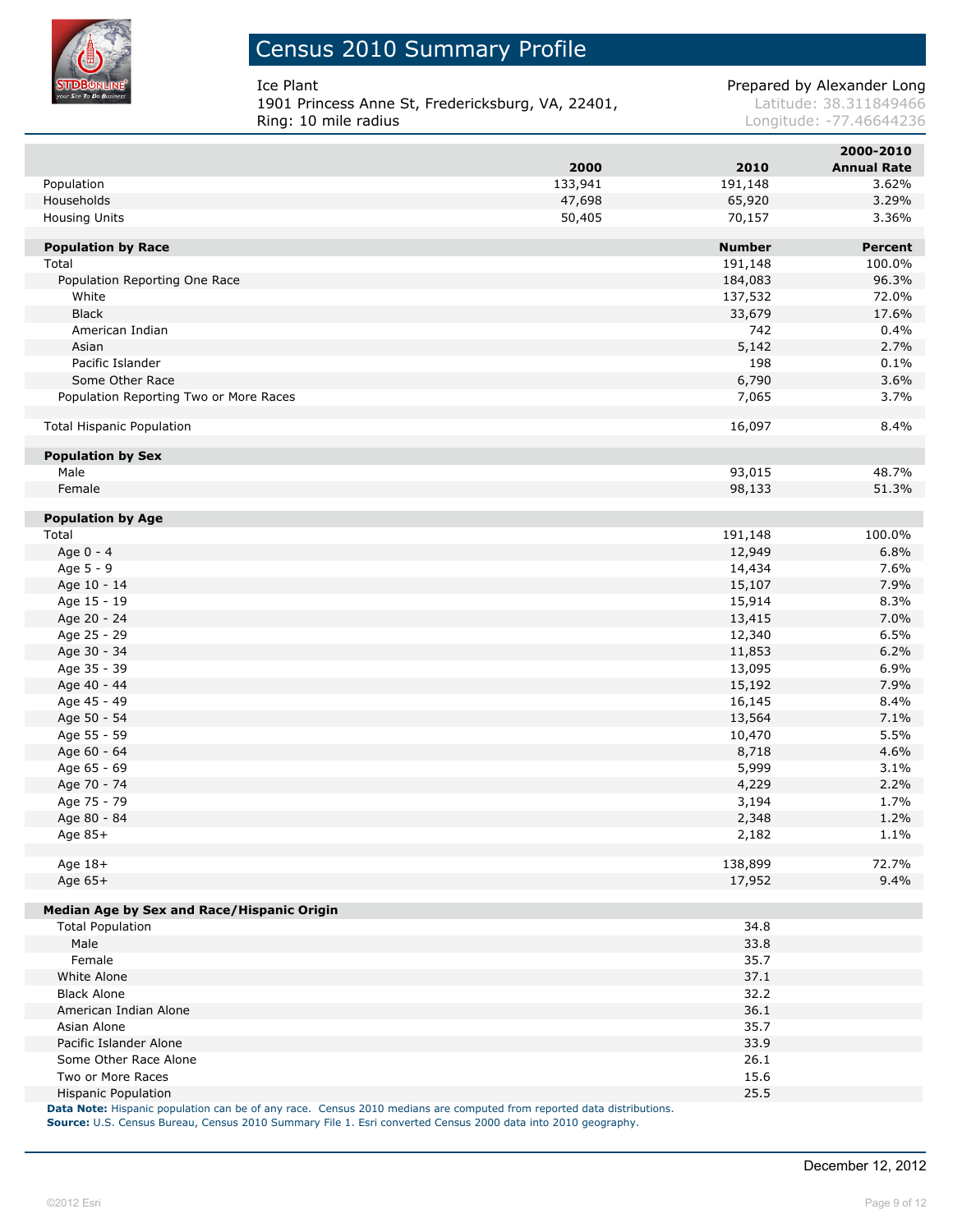# Census 2010 Summary Profile

Ice Plant
1901 Princess Anne St, Fredericksburg, VA, 22401,
Ring: 10 mile radius

Prepared by Alexander Long
Latitude: 38.311849466
Longitude: -77.46644236

| | 2000 | 2010 | 2000-2010 Annual Rate |
|---|---|---|---|
| Population | 133,941 | 191,148 | 3.62% |
| Households | 47,698 | 65,920 | 3.29% |
| Housing Units | 50,405 | 70,157 | 3.36% |

| **Population by Race** | **Number** | **Percent** |
|---|---|---|
| Total | 191,148 | 100.0% |
| Population Reporting One Race | 184,083 | 96.3% |
| White | 137,532 | 72.0% |
| Black | 33,679 | 17.6% |
| American Indian | 742 | 0.4% |
| Asian | 5,142 | 2.7% |
| Pacific Islander | 198 | 0.1% |
| Some Other Race | 6,790 | 3.6% |
| Population Reporting Two or More Races | 7,065 | 3.7% |
| | | |
| Total Hispanic Population | 16,097 | 8.4% |
| | | |
| **Population by Sex** | | |
| Male | 93,015 | 48.7% |
| Female | 98,133 | 51.3% |
| | | |
| **Population by Age** | | |
| Total | 191,148 | 100.0% |
| Age 0 - 4 | 12,949 | 6.8% |
| Age 5 - 9 | 14,434 | 7.6% |
| Age 10 - 14 | 15,107 | 7.9% |
| Age 15 - 19 | 15,914 | 8.3% |
| Age 20 - 24 | 13,415 | 7.0% |
| Age 25 - 29 | 12,340 | 6.5% |
| Age 30 - 34 | 11,853 | 6.2% |
| Age 35 - 39 | 13,095 | 6.9% |
| Age 40 - 44 | 15,192 | 7.9% |
| Age 45 - 49 | 16,145 | 8.4% |
| Age 50 - 54 | 13,564 | 7.1% |
| Age 55 - 59 | 10,470 | 5.5% |
| Age 60 - 64 | 8,718 | 4.6% |
| Age 65 - 69 | 5,999 | 3.1% |
| Age 70 - 74 | 4,229 | 2.2% |
| Age 75 - 79 | 3,194 | 1.7% |
| Age 80 - 84 | 2,348 | 1.2% |
| Age 85+ | 2,182 | 1.1% |
| | | |
| Age 18+ | 138,899 | 72.7% |
| Age 65+ | 17,952 | 9.4% |

| **Median Age by Sex and Race/Hispanic Origin** | |
|---|---|
| Total Population | 34.8 |
| Male | 33.8 |
| Female | 35.7 |
| White Alone | 37.1 |
| Black Alone | 32.2 |
| American Indian Alone | 36.1 |
| Asian Alone | 35.7 |
| Pacific Islander Alone | 33.9 |
| Some Other Race Alone | 26.1 |
| Two or More Races | 15.6 |
| Hispanic Population | 25.5 |

**Data Note:** Hispanic population can be of any race. Census 2010 medians are computed from reported data distributions.
**Source:** U.S. Census Bureau, Census 2010 Summary File 1. Esri converted Census 2000 data into 2010 geography.

December 12, 2012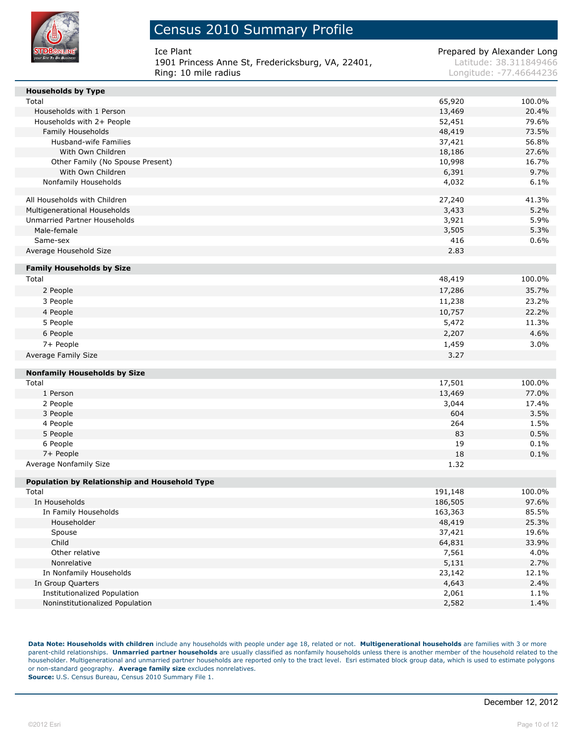# Census 2010 Summary Profile

Ice Plant
1901 Princess Anne St, Fredericksburg, VA, 22401,
Ring: 10 mile radius

Prepared by Alexander Long
Latitude: 38.311849466
Longitude: -77.46644236

| Households by Type | | |
|---|---|---|
| Total | 65,920 | 100.0% |
| Households with 1 Person | 13,469 | 20.4% |
| Households with 2+ People | 52,451 | 79.6% |
| Family Households | 48,419 | 73.5% |
| Husband-wife Families | 37,421 | 56.8% |
| With Own Children | 18,186 | 27.6% |
| Other Family (No Spouse Present) | 10,998 | 16.7% |
| With Own Children | 6,391 | 9.7% |
| Nonfamily Households | 4,032 | 6.1% |
| | | |
| All Households with Children | 27,240 | 41.3% |
| Multigenerational Households | 3,433 | 5.2% |
| Unmarried Partner Households | 3,921 | 5.9% |
| Male-female | 3,505 | 5.3% |
| Same-sex | 416 | 0.6% |
| Average Household Size | 2.83 | |

| Family Households by Size | | |
|---|---|---|
| Total | 48,419 | 100.0% |
| 2 People | 17,286 | 35.7% |
| 3 People | 11,238 | 23.2% |
| 4 People | 10,757 | 22.2% |
| 5 People | 5,472 | 11.3% |
| 6 People | 2,207 | 4.6% |
| 7+ People | 1,459 | 3.0% |
| Average Family Size | 3.27 | |

| Nonfamily Households by Size | | |
|---|---|---|
| Total | 17,501 | 100.0% |
| 1 Person | 13,469 | 77.0% |
| 2 People | 3,044 | 17.4% |
| 3 People | 604 | 3.5% |
| 4 People | 264 | 1.5% |
| 5 People | 83 | 0.5% |
| 6 People | 19 | 0.1% |
| 7+ People | 18 | 0.1% |
| Average Nonfamily Size | 1.32 | |

| Population by Relationship and Household Type | | |
|---|---|---|
| Total | 191,148 | 100.0% |
| In Households | 186,505 | 97.6% |
| In Family Households | 163,363 | 85.5% |
| Householder | 48,419 | 25.3% |
| Spouse | 37,421 | 19.6% |
| Child | 64,831 | 33.9% |
| Other relative | 7,561 | 4.0% |
| Nonrelative | 5,131 | 2.7% |
| In Nonfamily Households | 23,142 | 12.1% |
| In Group Quarters | 4,643 | 2.4% |
| Institutionalized Population | 2,061 | 1.1% |
| Noninstitutionalized Population | 2,582 | 1.4% |

**Data Note: Households with children** include any households with people under age 18, related or not. **Multigenerational households** are families with 3 or more parent-child relationships. **Unmarried partner households** are usually classified as nonfamily households unless there is another member of the household related to the householder. Multigenerational and unmarried partner households are reported only to the tract level. Esri estimated block group data, which is used to estimate polygons or non-standard geography. **Average family size** excludes nonrelatives.
**Source:** U.S. Census Bureau, Census 2010 Summary File 1.

December 12, 2012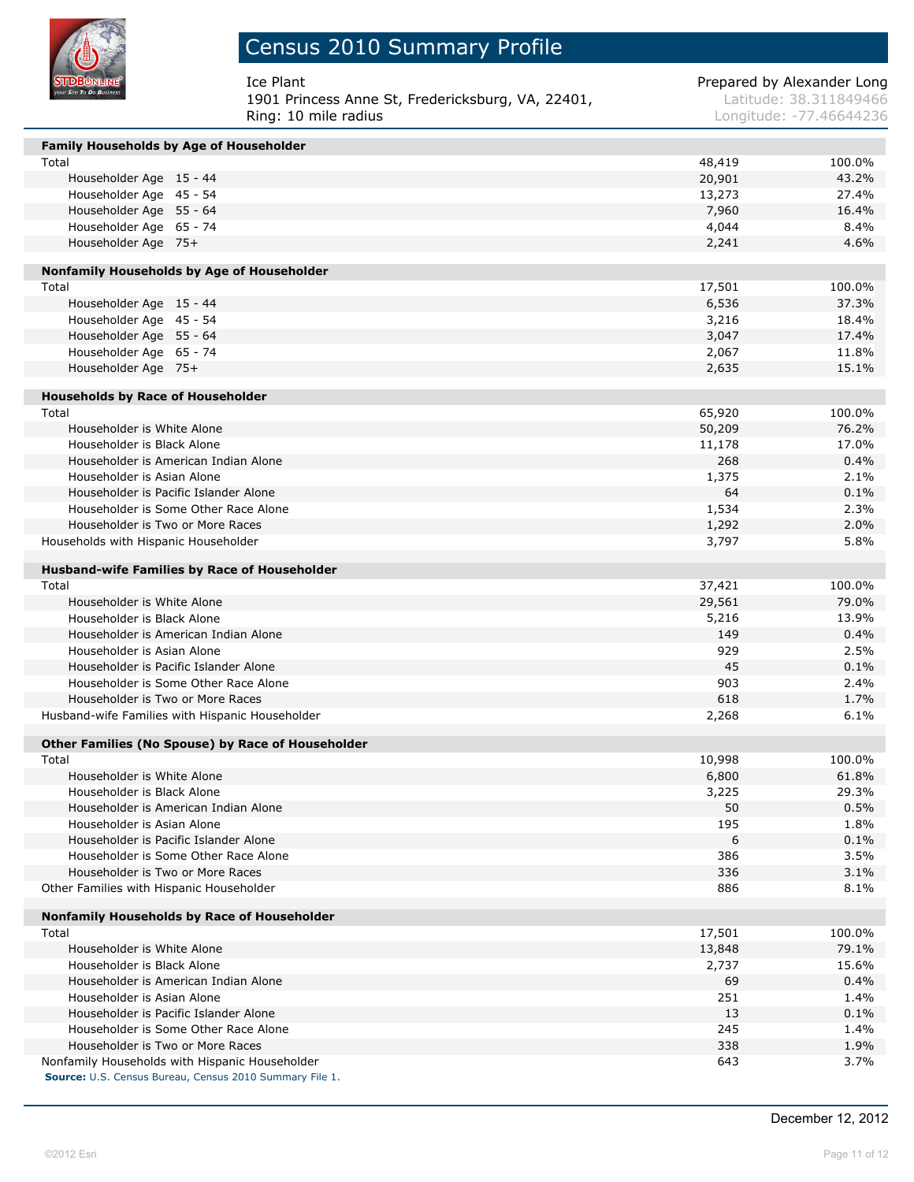# Census 2010 Summary Profile

Ice Plant
1901 Princess Anne St, Fredericksburg, VA, 22401,
Ring: 10 mile radius

Prepared by Alexander Long
Latitude: 38.311849466
Longitude: -77.46644236

| **Family Households by Age of Householder** | | |
|---|---|---|
| Total | 48,419 | 100.0% |
| Householder Age 15 - 44 | 20,901 | 43.2% |
| Householder Age 45 - 54 | 13,273 | 27.4% |
| Householder Age 55 - 64 | 7,960 | 16.4% |
| Householder Age 65 - 74 | 4,044 | 8.4% |
| Householder Age 75+ | 2,241 | 4.6% |

| **Nonfamily Households by Age of Householder** | | |
|---|---|---|
| Total | 17,501 | 100.0% |
| Householder Age 15 - 44 | 6,536 | 37.3% |
| Householder Age 45 - 54 | 3,216 | 18.4% |
| Householder Age 55 - 64 | 3,047 | 17.4% |
| Householder Age 65 - 74 | 2,067 | 11.8% |
| Householder Age 75+ | 2,635 | 15.1% |

| **Households by Race of Householder** | | |
|---|---|---|
| Total | 65,920 | 100.0% |
| Householder is White Alone | 50,209 | 76.2% |
| Householder is Black Alone | 11,178 | 17.0% |
| Householder is American Indian Alone | 268 | 0.4% |
| Householder is Asian Alone | 1,375 | 2.1% |
| Householder is Pacific Islander Alone | 64 | 0.1% |
| Householder is Some Other Race Alone | 1,534 | 2.3% |
| Householder is Two or More Races | 1,292 | 2.0% |
| Households with Hispanic Householder | 3,797 | 5.8% |

| **Husband-wife Families by Race of Householder** | | |
|---|---|---|
| Total | 37,421 | 100.0% |
| Householder is White Alone | 29,561 | 79.0% |
| Householder is Black Alone | 5,216 | 13.9% |
| Householder is American Indian Alone | 149 | 0.4% |
| Householder is Asian Alone | 929 | 2.5% |
| Householder is Pacific Islander Alone | 45 | 0.1% |
| Householder is Some Other Race Alone | 903 | 2.4% |
| Householder is Two or More Races | 618 | 1.7% |
| Husband-wife Families with Hispanic Householder | 2,268 | 6.1% |

| **Other Families (No Spouse) by Race of Householder** | | |
|---|---|---|
| Total | 10,998 | 100.0% |
| Householder is White Alone | 6,800 | 61.8% |
| Householder is Black Alone | 3,225 | 29.3% |
| Householder is American Indian Alone | 50 | 0.5% |
| Householder is Asian Alone | 195 | 1.8% |
| Householder is Pacific Islander Alone | 6 | 0.1% |
| Householder is Some Other Race Alone | 386 | 3.5% |
| Householder is Two or More Races | 336 | 3.1% |
| Other Families with Hispanic Householder | 886 | 8.1% |

| **Nonfamily Households by Race of Householder** | | |
|---|---|---|
| Total | 17,501 | 100.0% |
| Householder is White Alone | 13,848 | 79.1% |
| Householder is Black Alone | 2,737 | 15.6% |
| Householder is American Indian Alone | 69 | 0.4% |
| Householder is Asian Alone | 251 | 1.4% |
| Householder is Pacific Islander Alone | 13 | 0.1% |
| Householder is Some Other Race Alone | 245 | 1.4% |
| Householder is Two or More Races | 338 | 1.9% |
| Nonfamily Households with Hispanic Householder | 643 | 3.7% |

**Source:** U.S. Census Bureau, Census 2010 Summary File 1.

December 12, 2012

©2012 Esri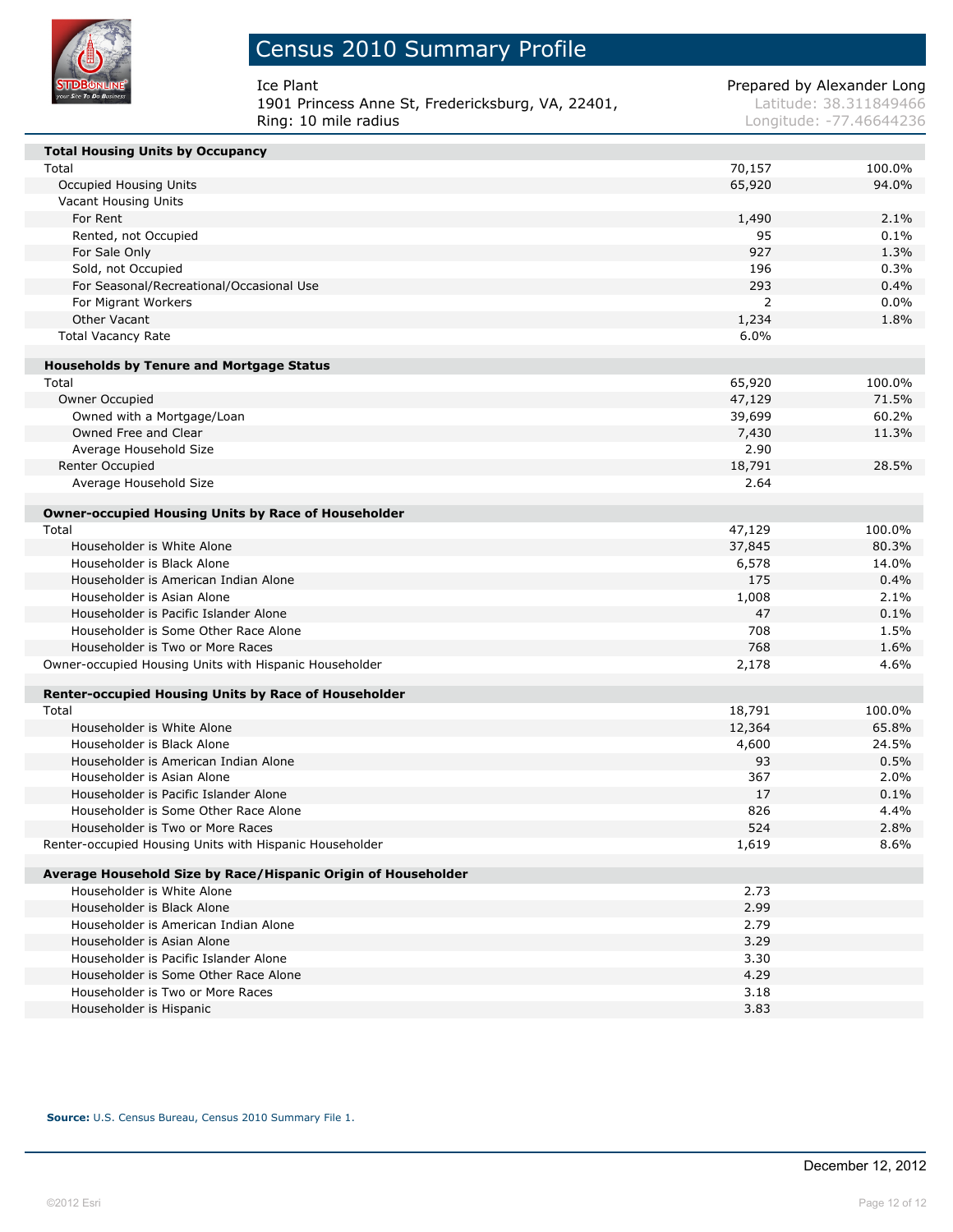# Census 2010 Summary Profile

Ice Plant
1901 Princess Anne St, Fredericksburg, VA, 22401,
Ring: 10 mile radius

Prepared by Alexander Long
Latitude: 38.311849466
Longitude: -77.46644236

| | | |
|---|---|---|
| **Total Housing Units by Occupancy** | | |
| Total | 70,157 | 100.0% |
| Occupied Housing Units | 65,920 | 94.0% |
| Vacant Housing Units | | |
| For Rent | 1,490 | 2.1% |
| Rented, not Occupied | 95 | 0.1% |
| For Sale Only | 927 | 1.3% |
| Sold, not Occupied | 196 | 0.3% |
| For Seasonal/Recreational/Occasional Use | 293 | 0.4% |
| For Migrant Workers | 2 | 0.0% |
| Other Vacant | 1,234 | 1.8% |
| Total Vacancy Rate | 6.0% | |
| **Households by Tenure and Mortgage Status** | | |
| Total | 65,920 | 100.0% |
| Owner Occupied | 47,129 | 71.5% |
| Owned with a Mortgage/Loan | 39,699 | 60.2% |
| Owned Free and Clear | 7,430 | 11.3% |
| Average Household Size | 2.90 | |
| Renter Occupied | 18,791 | 28.5% |
| Average Household Size | 2.64 | |
| **Owner-occupied Housing Units by Race of Householder** | | |
| Total | 47,129 | 100.0% |
| Householder is White Alone | 37,845 | 80.3% |
| Householder is Black Alone | 6,578 | 14.0% |
| Householder is American Indian Alone | 175 | 0.4% |
| Householder is Asian Alone | 1,008 | 2.1% |
| Householder is Pacific Islander Alone | 47 | 0.1% |
| Householder is Some Other Race Alone | 708 | 1.5% |
| Householder is Two or More Races | 768 | 1.6% |
| Owner-occupied Housing Units with Hispanic Householder | 2,178 | 4.6% |
| **Renter-occupied Housing Units by Race of Householder** | | |
| Total | 18,791 | 100.0% |
| Householder is White Alone | 12,364 | 65.8% |
| Householder is Black Alone | 4,600 | 24.5% |
| Householder is American Indian Alone | 93 | 0.5% |
| Householder is Asian Alone | 367 | 2.0% |
| Householder is Pacific Islander Alone | 17 | 0.1% |
| Householder is Some Other Race Alone | 826 | 4.4% |
| Householder is Two or More Races | 524 | 2.8% |
| Renter-occupied Housing Units with Hispanic Householder | 1,619 | 8.6% |
| **Average Household Size by Race/Hispanic Origin of Householder** | | |
| Householder is White Alone | 2.73 | |
| Householder is Black Alone | 2.99 | |
| Householder is American Indian Alone | 2.79 | |
| Householder is Asian Alone | 3.29 | |
| Householder is Pacific Islander Alone | 3.30 | |
| Householder is Some Other Race Alone | 4.29 | |
| Householder is Two or More Races | 3.18 | |
| Householder is Hispanic | 3.83 | |

**Source:** U.S. Census Bureau, Census 2010 Summary File 1.

December 12, 2012